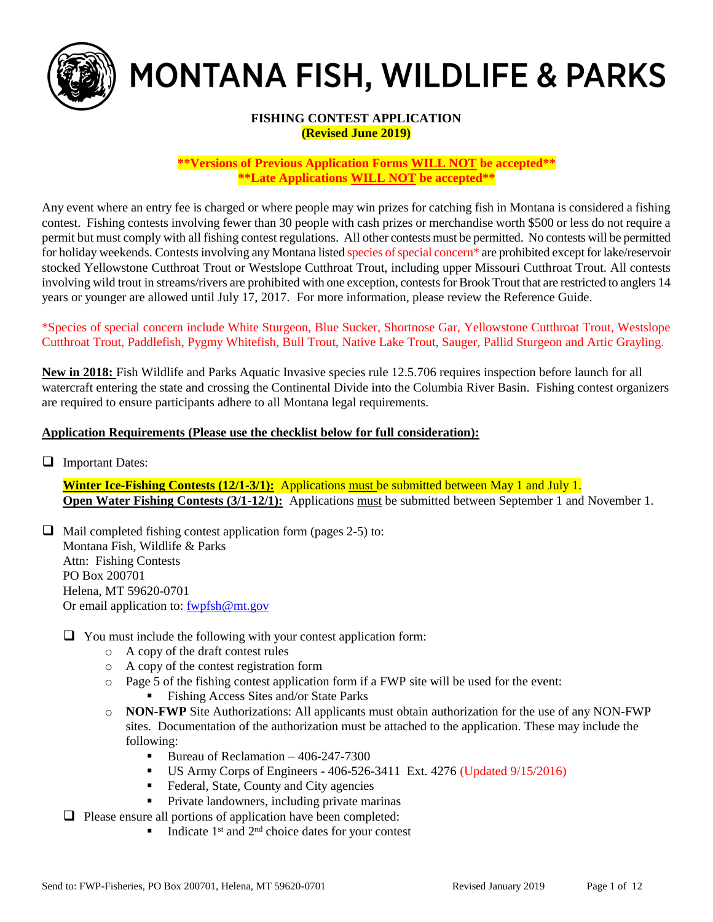# MONTANA FISH, WILDLIFE & PARKS

## FISHING CONTEST APPLICATION
**(Revised June 2019)**

**\*\*Versions of Previous Application Forms WILL NOT be accepted\*\***
**\*\*Late Applications WILL NOT be accepted\*\***

Any event where an entry fee is charged or where people may win prizes for catching fish in Montana is considered a fishing contest. Fishing contests involving fewer than 30 people with cash prizes or merchandise worth $500 or less do not require a permit but must comply with all fishing contest regulations. All other contests must be permitted. No contests will be permitted for holiday weekends. Contests involving any Montana listed species of special concern* are prohibited except for lake/reservoir stocked Yellowstone Cutthroat Trout or Westslope Cutthroat Trout, including upper Missouri Cutthroat Trout. All contests involving wild trout in streams/rivers are prohibited with one exception, contests for Brook Trout that are restricted to anglers 14 years or younger are allowed until July 17, 2017. For more information, please review the Reference Guide.

*Species of special concern include White Sturgeon, Blue Sucker, Shortnose Gar, Yellowstone Cutthroat Trout, Westslope Cutthroat Trout, Paddlefish, Pygmy Whitefish, Bull Trout, Native Lake Trout, Sauger, Pallid Sturgeon and Artic Grayling.

**New in 2018:** Fish Wildlife and Parks Aquatic Invasive species rule 12.5.706 requires inspection before launch for all watercraft entering the state and crossing the Continental Divide into the Columbia River Basin. Fishing contest organizers are required to ensure participants adhere to all Montana legal requirements.

**Application Requirements (Please use the checklist below for full consideration):**

- ☐ Important Dates:

  **Winter Ice-Fishing Contests (12/1-3/1):** Applications must be submitted between May 1 and July 1.
  **Open Water Fishing Contests (3/1-12/1):** Applications must be submitted between September 1 and November 1.

- ☐ Mail completed fishing contest application form (pages 2-5) to:
  Montana Fish, Wildlife & Parks
  Attn: Fishing Contests
  PO Box 200701
  Helena, MT 59620-0701
  Or email application to: fwpfsh@mt.gov

  - ☐ You must include the following with your contest application form:
    - A copy of the draft contest rules
    - A copy of the contest registration form
    - Page 5 of the fishing contest application form if a FWP site will be used for the event:
      - Fishing Access Sites and/or State Parks
    - **NON-FWP** Site Authorizations: All applicants must obtain authorization for the use of any NON-FWP sites. Documentation of the authorization must be attached to the application. These may include the following:
      - Bureau of Reclamation – 406-247-7300
      - US Army Corps of Engineers - 406-526-3411 Ext. 4276 (Updated 9/15/2016)
      - Federal, State, County and City agencies
      - Private landowners, including private marinas
  - ☐ Please ensure all portions of application have been completed:
    - Indicate 1st and 2nd choice dates for your contest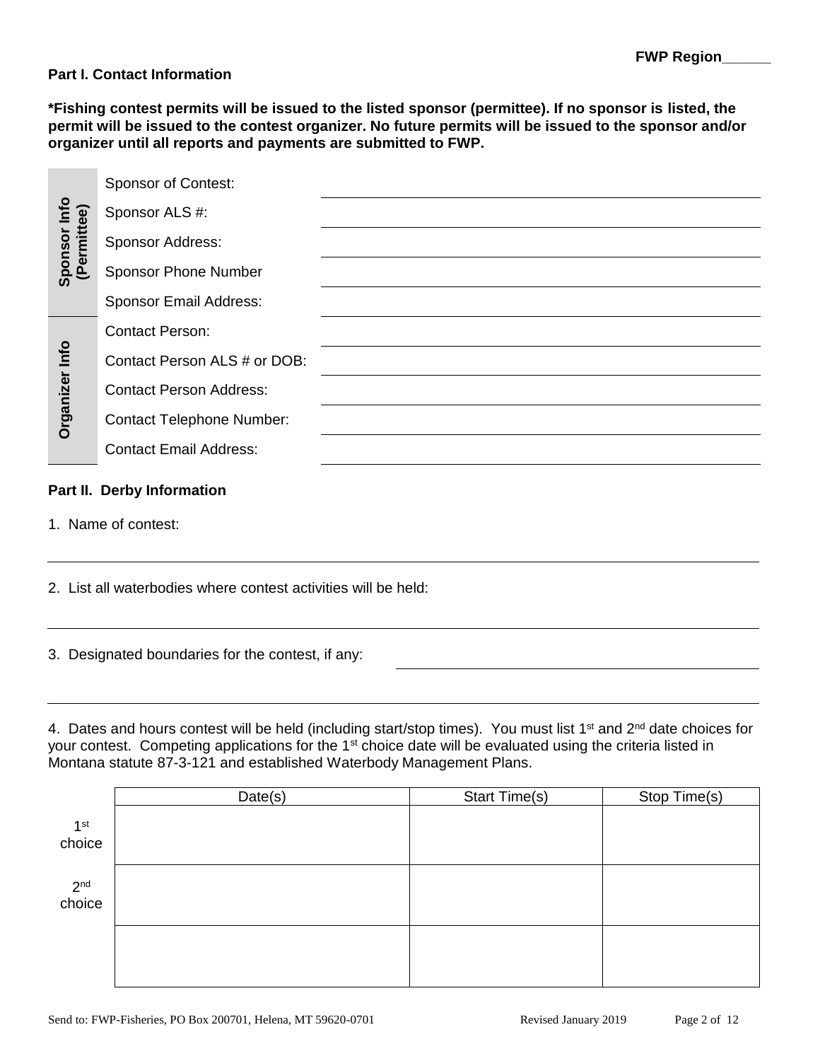FWP Region______

**Part I. Contact Information**

**\*Fishing contest permits will be issued to the listed sponsor (permittee). If no sponsor is listed, the permit will be issued to the contest organizer. No future permits will be issued to the sponsor and/or organizer until all reports and payments are submitted to FWP.**

| | | |
|---|---|---|
| **Sponsor Info (Permittee)** | Sponsor of Contest: | |
| | Sponsor ALS #: | |
| | Sponsor Address: | |
| | Sponsor Phone Number | |
| | Sponsor Email Address: | |
| **Organizer Info** | Contact Person: | |
| | Contact Person ALS # or DOB: | |
| | Contact Person Address: | |
| | Contact Telephone Number: | |
| | Contact Email Address: | |

**Part II. Derby Information**

1. Name of contest:

_______________________________________________

2. List all waterbodies where contest activities will be held:

_______________________________________________

3. Designated boundaries for the contest, if any: _______________________

_______________________________________________

4. Dates and hours contest will be held (including start/stop times). You must list 1st and 2nd date choices for your contest. Competing applications for the 1st choice date will be evaluated using the criteria listed in Montana statute 87-3-121 and established Waterbody Management Plans.

| | Date(s) | Start Time(s) | Stop Time(s) |
|---|---|---|---|
| 1st choice | | | |
| 2nd choice | | | |
| | | | |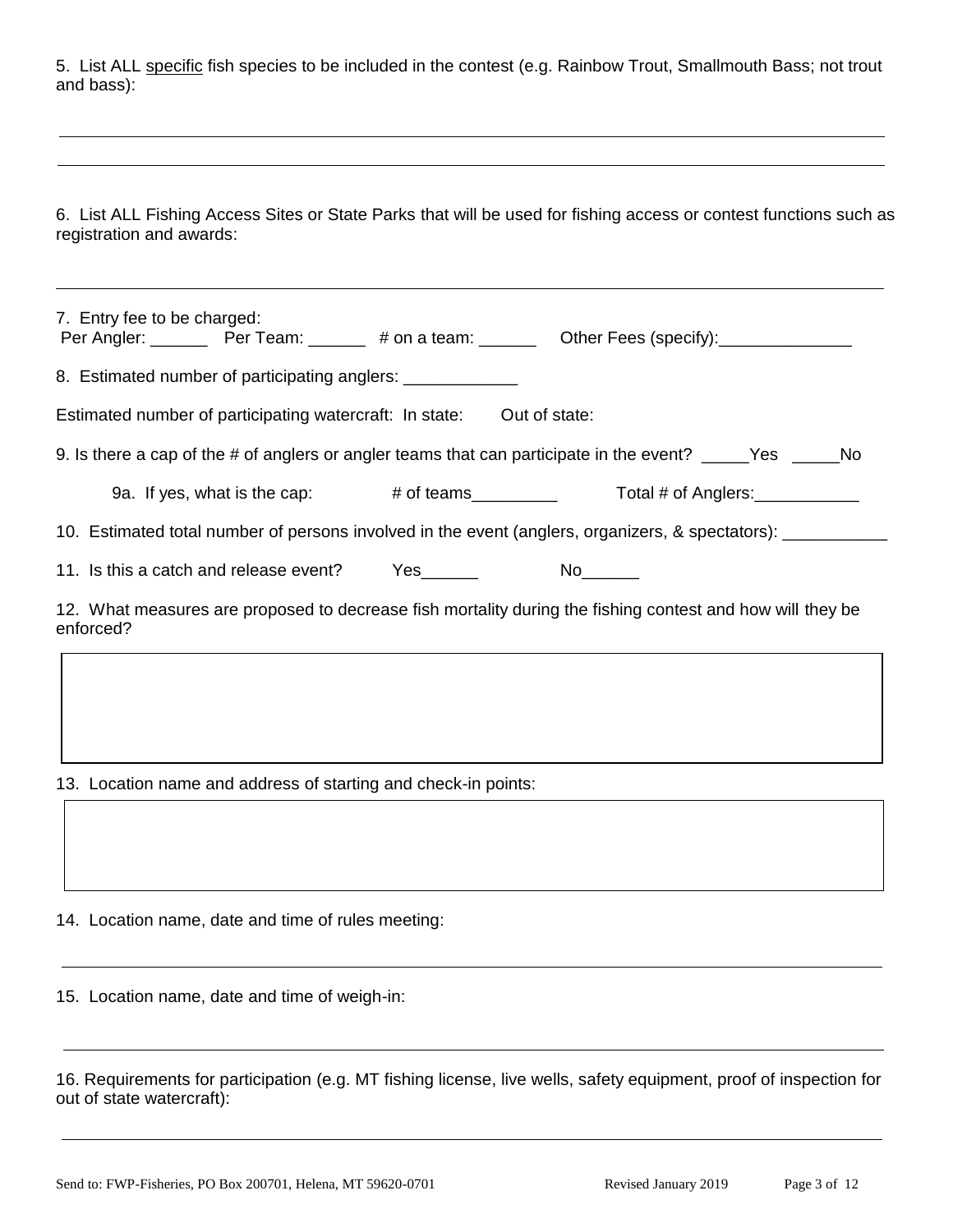5. List ALL specific fish species to be included in the contest (e.g. Rainbow Trout, Smallmouth Bass; not trout and bass):

______________________________________________________________________________

______________________________________________________________________________

6. List ALL Fishing Access Sites or State Parks that will be used for fishing access or contest functions such as registration and awards:

______________________________________________________________________________

7. Entry fee to be charged:
Per Angler: ______ Per Team: ______ # on a team: ______ Other Fees (specify):______________

8. Estimated number of participating anglers: ____________

Estimated number of participating watercraft: In state: Out of state:

9. Is there a cap of the # of anglers or angler teams that can participate in the event? _____Yes _____No

9a. If yes, what is the cap: # of teams_________ Total # of Anglers:___________

10. Estimated total number of persons involved in the event (anglers, organizers, & spectators): ___________

11. Is this a catch and release event? Yes______ No______

12. What measures are proposed to decrease fish mortality during the fishing contest and how will they be enforced?

13. Location name and address of starting and check-in points:

14. Location name, date and time of rules meeting:

______________________________________________________________________________

15. Location name, date and time of weigh-in:

______________________________________________________________________________

16. Requirements for participation (e.g. MT fishing license, live wells, safety equipment, proof of inspection for out of state watercraft):

______________________________________________________________________________

Send to: FWP-Fisheries, PO Box 200701, Helena, MT 59620-0701 Revised January 2019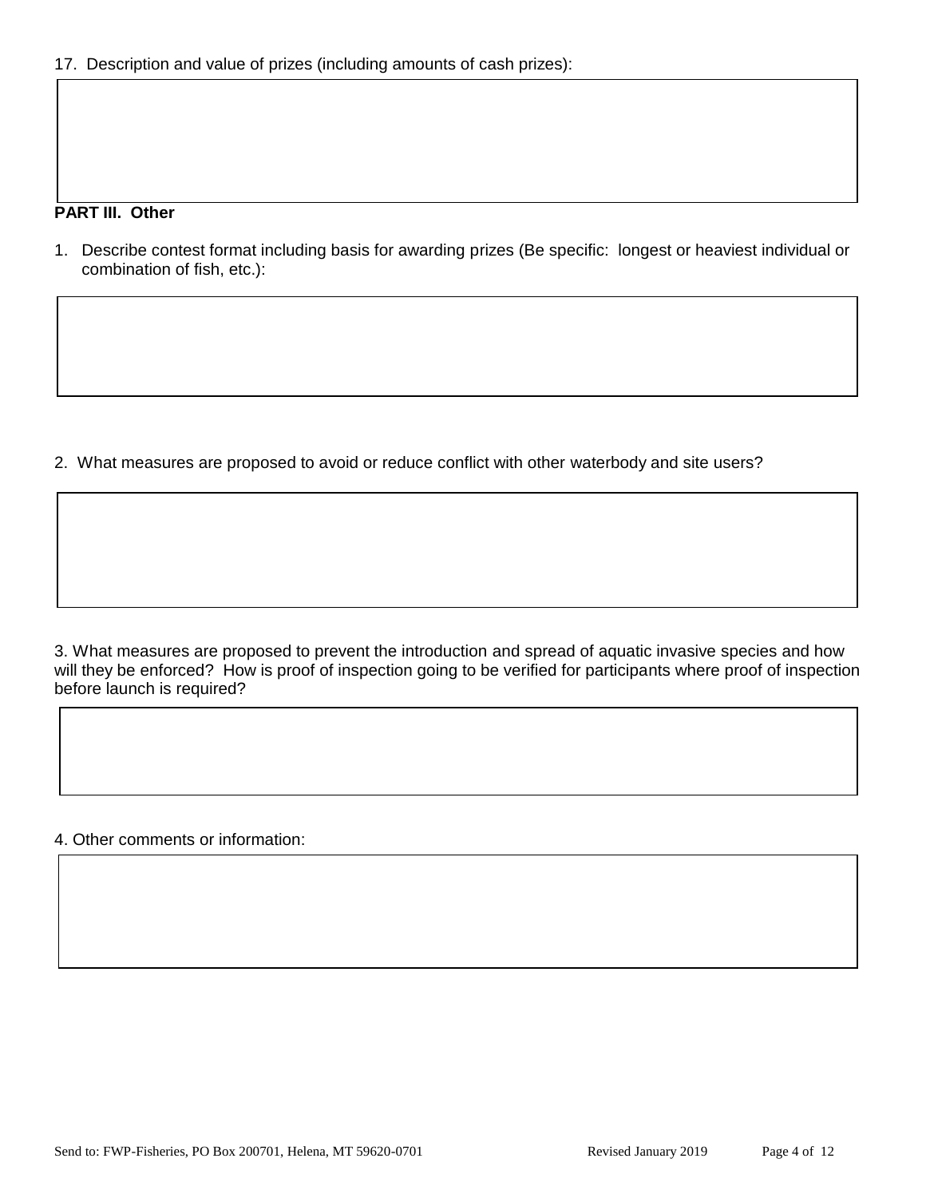17. Description and value of prizes (including amounts of cash prizes):

**PART III. Other**

1. Describe contest format including basis for awarding prizes (Be specific: longest or heaviest individual or combination of fish, etc.):

2. What measures are proposed to avoid or reduce conflict with other waterbody and site users?

3. What measures are proposed to prevent the introduction and spread of aquatic invasive species and how will they be enforced? How is proof of inspection going to be verified for participants where proof of inspection before launch is required?

4. Other comments or information:

Send to: FWP-Fisheries, PO Box 200701, Helena, MT 59620-0701 Revised January 2019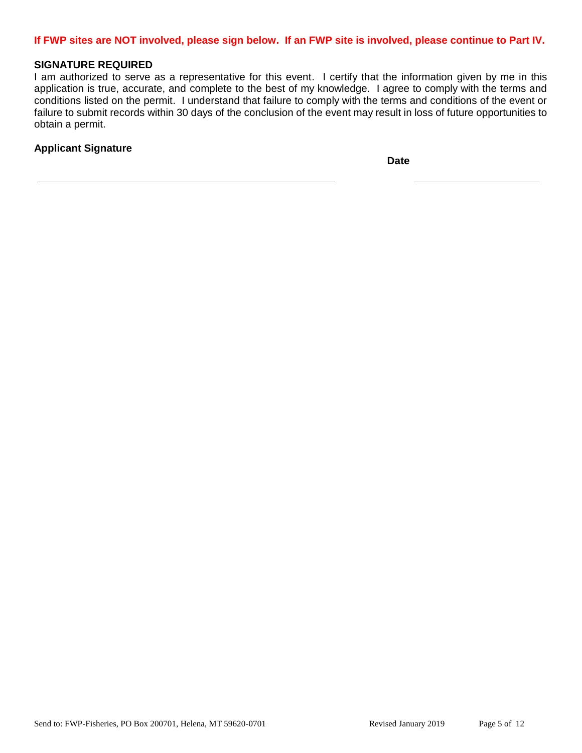**If FWP sites are NOT involved, please sign below. If an FWP site is involved, please continue to Part IV.**

**SIGNATURE REQUIRED**

I am authorized to serve as a representative for this event. I certify that the information given by me in this application is true, accurate, and complete to the best of my knowledge. I agree to comply with the terms and conditions listed on the permit. I understand that failure to comply with the terms and conditions of the event or failure to submit records within 30 days of the conclusion of the event may result in loss of future opportunities to obtain a permit.

**Applicant Signature** ______________________________ **Date** ______________

Send to: FWP-Fisheries, PO Box 200701, Helena, MT 59620-0701

Revised January 2019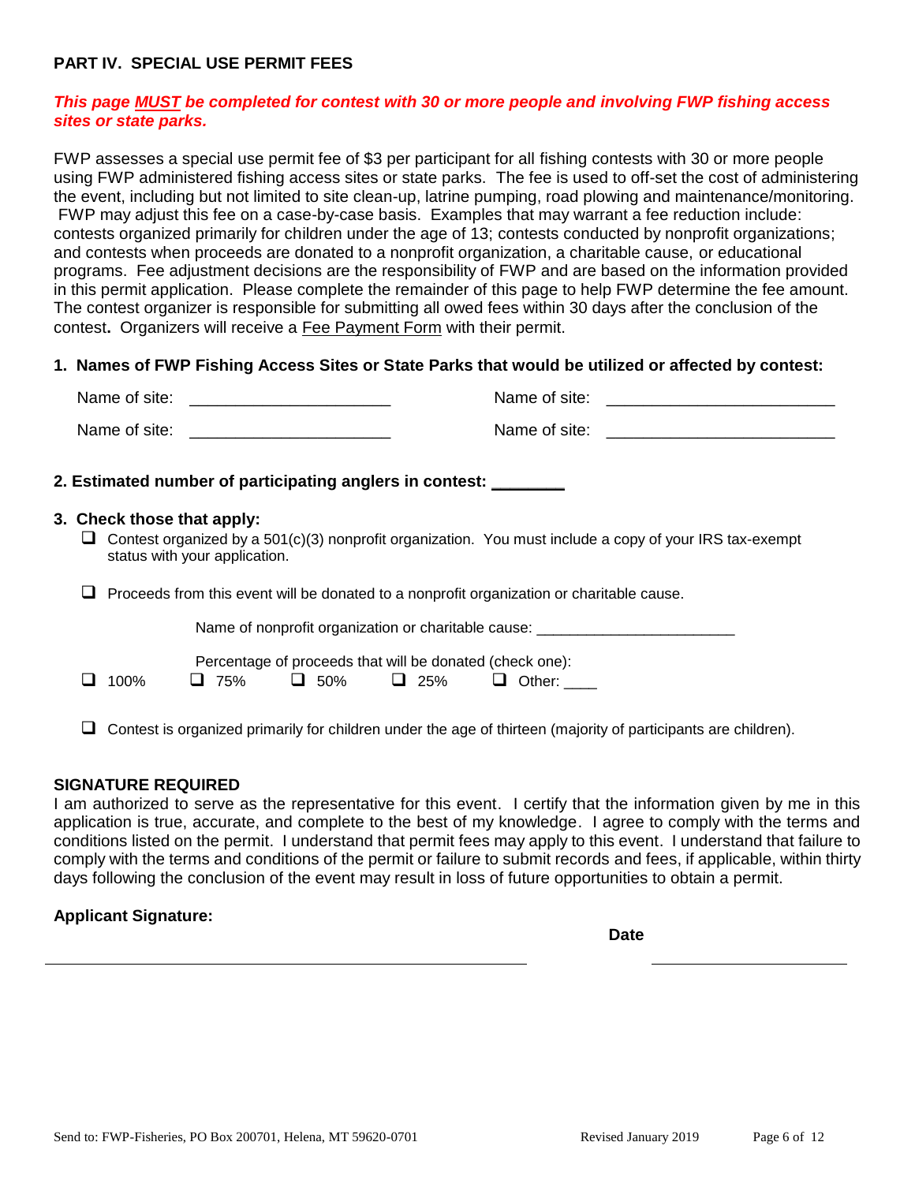## PART IV. SPECIAL USE PERMIT FEES

***This page MUST be completed for contest with 30 or more people and involving FWP fishing access sites or state parks.***

FWP assesses a special use permit fee of $3 per participant for all fishing contests with 30 or more people using FWP administered fishing access sites or state parks. The fee is used to off-set the cost of administering the event, including but not limited to site clean-up, latrine pumping, road plowing and maintenance/monitoring. FWP may adjust this fee on a case-by-case basis. Examples that may warrant a fee reduction include: contests organized primarily for children under the age of 13; contests conducted by nonprofit organizations; and contests when proceeds are donated to a nonprofit organization, a charitable cause, or educational programs. Fee adjustment decisions are the responsibility of FWP and are based on the information provided in this permit application. Please complete the remainder of this page to help FWP determine the fee amount. The contest organizer is responsible for submitting all owed fees within 30 days after the conclusion of the contest**.** Organizers will receive a Fee Payment Form with their permit.

**1. Names of FWP Fishing Access Sites or State Parks that would be utilized or affected by contest:**

Name of site: ______________________ Name of site: _________________________

Name of site: ______________________ Name of site: _________________________

**2. Estimated number of participating anglers in contest: ________**

**3. Check those that apply:**

- ☐ Contest organized by a 501(c)(3) nonprofit organization. You must include a copy of your IRS tax-exempt status with your application.

- ☐ Proceeds from this event will be donated to a nonprofit organization or charitable cause.

  Name of nonprofit organization or charitable cause: ________________________

  Percentage of proceeds that will be donated (check one):

  ☐ 100% ☐ 75% ☐ 50% ☐ 25% ☐ Other: ____

- ☐ Contest is organized primarily for children under the age of thirteen (majority of participants are children).

**SIGNATURE REQUIRED**

I am authorized to serve as the representative for this event. I certify that the information given by me in this application is true, accurate, and complete to the best of my knowledge. I agree to comply with the terms and conditions listed on the permit. I understand that permit fees may apply to this event. I understand that failure to comply with the terms and conditions of the permit or failure to submit records and fees, if applicable, within thirty days following the conclusion of the event may result in loss of future opportunities to obtain a permit.

**Applicant Signature:** ______________________________________________ **Date** ________________________

Send to: FWP-Fisheries, PO Box 200701, Helena, MT 59620-0701 Revised January 2019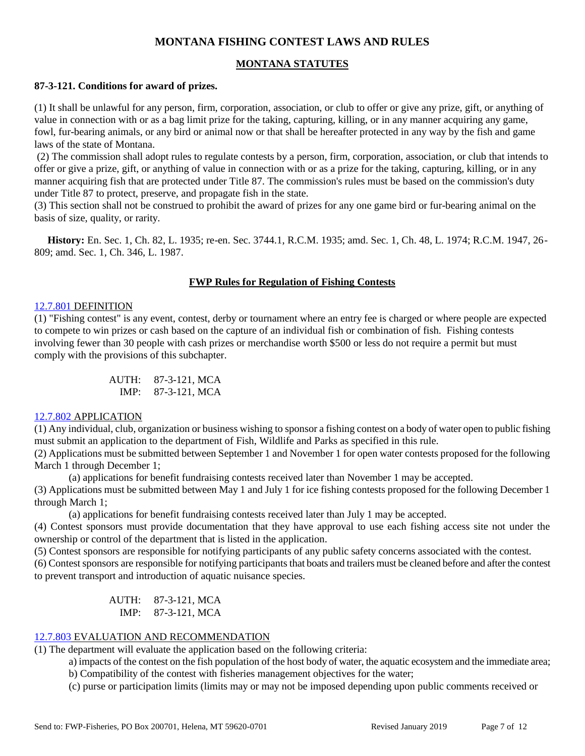# MONTANA FISHING CONTEST LAWS AND RULES

## MONTANA STATUTES

**87-3-121. Conditions for award of prizes.**

(1) It shall be unlawful for any person, firm, corporation, association, or club to offer or give any prize, gift, or anything of value in connection with or as a bag limit prize for the taking, capturing, killing, or in any manner acquiring any game, fowl, fur-bearing animals, or any bird or animal now or that shall be hereafter protected in any way by the fish and game laws of the state of Montana.

(2) The commission shall adopt rules to regulate contests by a person, firm, corporation, association, or club that intends to offer or give a prize, gift, or anything of value in connection with or as a prize for the taking, capturing, killing, or in any manner acquiring fish that are protected under Title 87. The commission's rules must be based on the commission's duty under Title 87 to protect, preserve, and propagate fish in the state.

(3) This section shall not be construed to prohibit the award of prizes for any one game bird or fur-bearing animal on the basis of size, quality, or rarity.

**History:** En. Sec. 1, Ch. 82, L. 1935; re-en. Sec. 3744.1, R.C.M. 1935; amd. Sec. 1, Ch. 48, L. 1974; R.C.M. 1947, 26-809; amd. Sec. 1, Ch. 346, L. 1987.

## FWP Rules for Regulation of Fishing Contests

### 12.7.801 DEFINITION

(1) "Fishing contest" is any event, contest, derby or tournament where an entry fee is charged or where people are expected to compete to win prizes or cash based on the capture of an individual fish or combination of fish. Fishing contests involving fewer than 30 people with cash prizes or merchandise worth $500 or less do not require a permit but must comply with the provisions of this subchapter.

AUTH: 87-3-121, MCA
IMP: 87-3-121, MCA

### 12.7.802 APPLICATION

(1) Any individual, club, organization or business wishing to sponsor a fishing contest on a body of water open to public fishing must submit an application to the department of Fish, Wildlife and Parks as specified in this rule.

(2) Applications must be submitted between September 1 and November 1 for open water contests proposed for the following March 1 through December 1;

(a) applications for benefit fundraising contests received later than November 1 may be accepted.

(3) Applications must be submitted between May 1 and July 1 for ice fishing contests proposed for the following December 1 through March 1;

(a) applications for benefit fundraising contests received later than July 1 may be accepted.

(4) Contest sponsors must provide documentation that they have approval to use each fishing access site not under the ownership or control of the department that is listed in the application.

(5) Contest sponsors are responsible for notifying participants of any public safety concerns associated with the contest.

(6) Contest sponsors are responsible for notifying participants that boats and trailers must be cleaned before and after the contest to prevent transport and introduction of aquatic nuisance species.

AUTH: 87-3-121, MCA
IMP: 87-3-121, MCA

### 12.7.803 EVALUATION AND RECOMMENDATION

(1) The department will evaluate the application based on the following criteria:

a) impacts of the contest on the fish population of the host body of water, the aquatic ecosystem and the immediate area;

b) Compatibility of the contest with fisheries management objectives for the water;

(c) purse or participation limits (limits may or may not be imposed depending upon public comments received or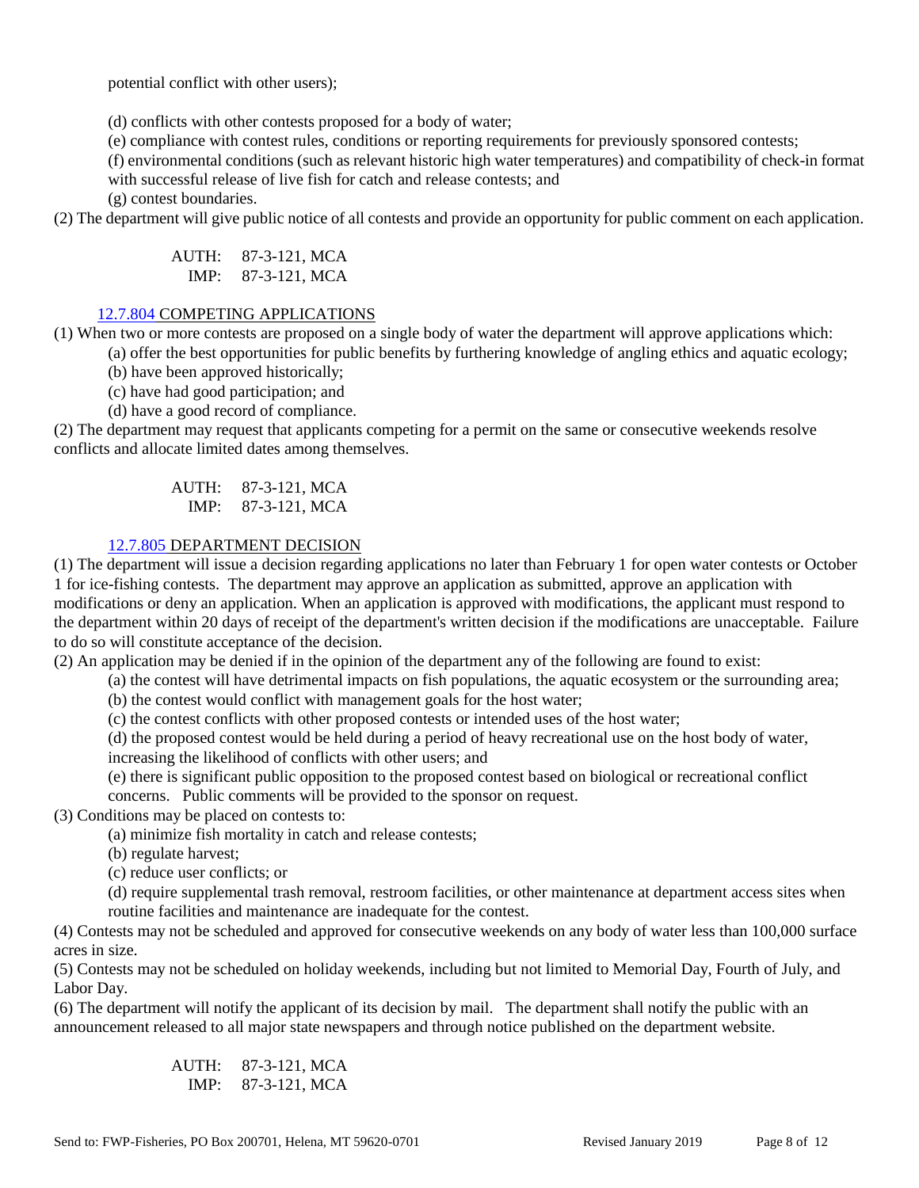potential conflict with other users);

(d) conflicts with other contests proposed for a body of water;

(e) compliance with contest rules, conditions or reporting requirements for previously sponsored contests;

(f) environmental conditions (such as relevant historic high water temperatures) and compatibility of check-in format with successful release of live fish for catch and release contests; and

(g) contest boundaries.

(2) The department will give public notice of all contests and provide an opportunity for public comment on each application.

AUTH: 87-3-121, MCA
IMP: 87-3-121, MCA

## 12.7.804 COMPETING APPLICATIONS

(1) When two or more contests are proposed on a single body of water the department will approve applications which:

(a) offer the best opportunities for public benefits by furthering knowledge of angling ethics and aquatic ecology;

(b) have been approved historically;

(c) have had good participation; and

(d) have a good record of compliance.

(2) The department may request that applicants competing for a permit on the same or consecutive weekends resolve conflicts and allocate limited dates among themselves.

AUTH: 87-3-121, MCA
IMP: 87-3-121, MCA

## 12.7.805 DEPARTMENT DECISION

(1) The department will issue a decision regarding applications no later than February 1 for open water contests or October 1 for ice-fishing contests. The department may approve an application as submitted, approve an application with modifications or deny an application. When an application is approved with modifications, the applicant must respond to the department within 20 days of receipt of the department's written decision if the modifications are unacceptable. Failure to do so will constitute acceptance of the decision.

(2) An application may be denied if in the opinion of the department any of the following are found to exist:

(a) the contest will have detrimental impacts on fish populations, the aquatic ecosystem or the surrounding area;

(b) the contest would conflict with management goals for the host water;

(c) the contest conflicts with other proposed contests or intended uses of the host water;

(d) the proposed contest would be held during a period of heavy recreational use on the host body of water, increasing the likelihood of conflicts with other users; and

(e) there is significant public opposition to the proposed contest based on biological or recreational conflict concerns. Public comments will be provided to the sponsor on request.

(3) Conditions may be placed on contests to:

(a) minimize fish mortality in catch and release contests;

(b) regulate harvest;

(c) reduce user conflicts; or

(d) require supplemental trash removal, restroom facilities, or other maintenance at department access sites when routine facilities and maintenance are inadequate for the contest.

(4) Contests may not be scheduled and approved for consecutive weekends on any body of water less than 100,000 surface acres in size.

(5) Contests may not be scheduled on holiday weekends, including but not limited to Memorial Day, Fourth of July, and Labor Day.

(6) The department will notify the applicant of its decision by mail. The department shall notify the public with an announcement released to all major state newspapers and through notice published on the department website.

AUTH: 87-3-121, MCA
IMP: 87-3-121, MCA

Send to: FWP-Fisheries, PO Box 200701, Helena, MT 59620-0701 Revised January 2019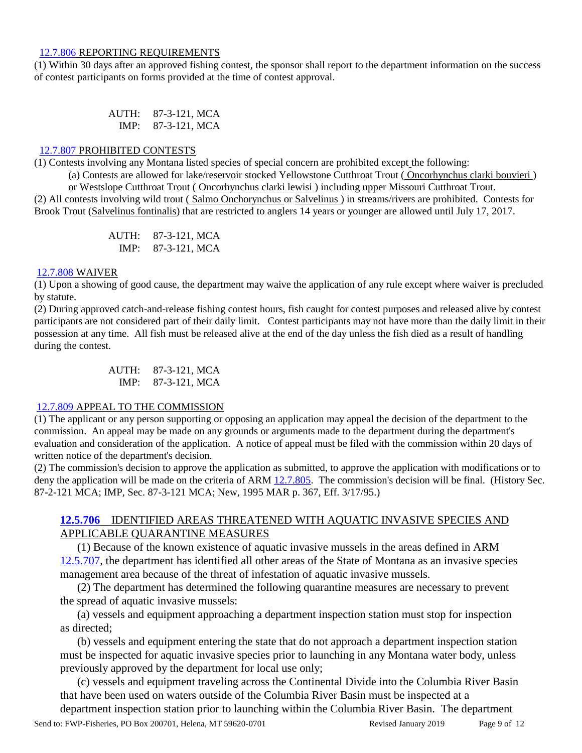12.7.806 REPORTING REQUIREMENTS

(1) Within 30 days after an approved fishing contest, the sponsor shall report to the department information on the success of contest participants on forms provided at the time of contest approval.

AUTH: 87-3-121, MCA
IMP: 87-3-121, MCA

12.7.807 PROHIBITED CONTESTS

(1) Contests involving any Montana listed species of special concern are prohibited except the following:

(a) Contests are allowed for lake/reservoir stocked Yellowstone Cutthroat Trout ( Oncorhynchus clarki bouvieri ) or Westslope Cutthroat Trout ( Oncorhynchus clarki lewisi ) including upper Missouri Cutthroat Trout.

(2) All contests involving wild trout ( Salmo Onchorynchus or Salvelinus ) in streams/rivers are prohibited. Contests for Brook Trout (Salvelinus fontinalis) that are restricted to anglers 14 years or younger are allowed until July 17, 2017.

AUTH: 87-3-121, MCA
IMP: 87-3-121, MCA

12.7.808 WAIVER

(1) Upon a showing of good cause, the department may waive the application of any rule except where waiver is precluded by statute.

(2) During approved catch-and-release fishing contest hours, fish caught for contest purposes and released alive by contest participants are not considered part of their daily limit. Contest participants may not have more than the daily limit in their possession at any time. All fish must be released alive at the end of the day unless the fish died as a result of handling during the contest.

AUTH: 87-3-121, MCA
IMP: 87-3-121, MCA

12.7.809 APPEAL TO THE COMMISSION

(1) The applicant or any person supporting or opposing an application may appeal the decision of the department to the commission. An appeal may be made on any grounds or arguments made to the department during the department's evaluation and consideration of the application. A notice of appeal must be filed with the commission within 20 days of written notice of the department's decision.

(2) The commission's decision to approve the application as submitted, to approve the application with modifications or to deny the application will be made on the criteria of ARM 12.7.805. The commission's decision will be final. (History Sec. 87-2-121 MCA; IMP, Sec. 87-3-121 MCA; New, 1995 MAR p. 367, Eff. 3/17/95.)

**12.5.706** IDENTIFIED AREAS THREATENED WITH AQUATIC INVASIVE SPECIES AND APPLICABLE QUARANTINE MEASURES

(1) Because of the known existence of aquatic invasive mussels in the areas defined in ARM 12.5.707, the department has identified all other areas of the State of Montana as an invasive species management area because of the threat of infestation of aquatic invasive mussels.

(2) The department has determined the following quarantine measures are necessary to prevent the spread of aquatic invasive mussels:

(a) vessels and equipment approaching a department inspection station must stop for inspection as directed;

(b) vessels and equipment entering the state that do not approach a department inspection station must be inspected for aquatic invasive species prior to launching in any Montana water body, unless previously approved by the department for local use only;

(c) vessels and equipment traveling across the Continental Divide into the Columbia River Basin that have been used on waters outside of the Columbia River Basin must be inspected at a department inspection station prior to launching within the Columbia River Basin. The department

Send to: FWP-Fisheries, PO Box 200701, Helena, MT 59620-0701 Revised January 2019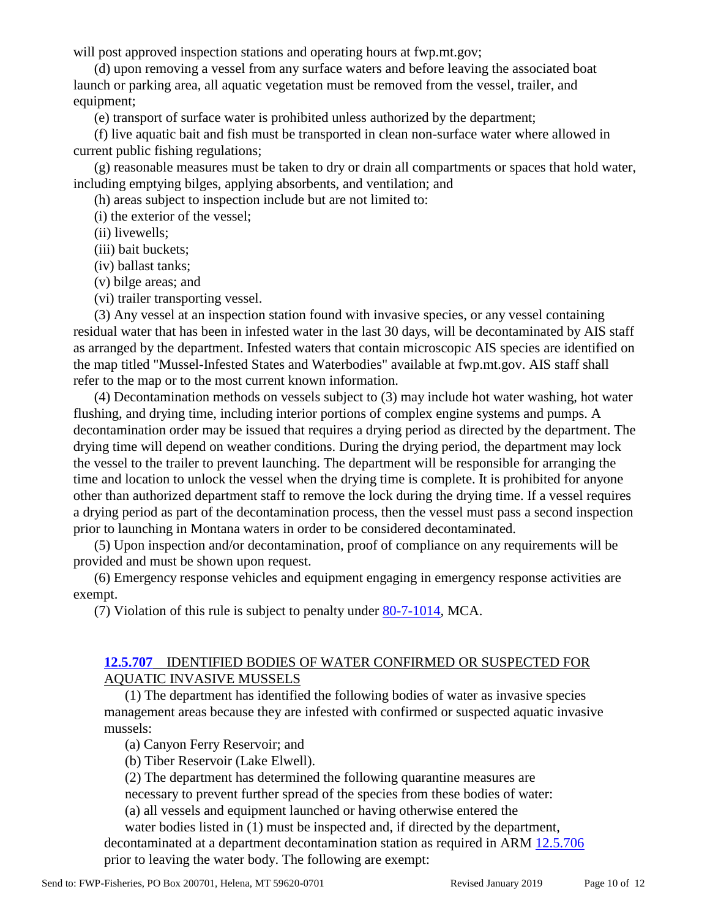will post approved inspection stations and operating hours at fwp.mt.gov;

(d) upon removing a vessel from any surface waters and before leaving the associated boat launch or parking area, all aquatic vegetation must be removed from the vessel, trailer, and equipment;

(e) transport of surface water is prohibited unless authorized by the department;

(f) live aquatic bait and fish must be transported in clean non-surface water where allowed in current public fishing regulations;

(g) reasonable measures must be taken to dry or drain all compartments or spaces that hold water, including emptying bilges, applying absorbents, and ventilation; and

(h) areas subject to inspection include but are not limited to:

(i) the exterior of the vessel;

(ii) livewells;

(iii) bait buckets;

(iv) ballast tanks;

(v) bilge areas; and

(vi) trailer transporting vessel.

(3) Any vessel at an inspection station found with invasive species, or any vessel containing residual water that has been in infested water in the last 30 days, will be decontaminated by AIS staff as arranged by the department. Infested waters that contain microscopic AIS species are identified on the map titled "Mussel-Infested States and Waterbodies" available at fwp.mt.gov. AIS staff shall refer to the map or to the most current known information.

(4) Decontamination methods on vessels subject to (3) may include hot water washing, hot water flushing, and drying time, including interior portions of complex engine systems and pumps. A decontamination order may be issued that requires a drying period as directed by the department. The drying time will depend on weather conditions. During the drying period, the department may lock the vessel to the trailer to prevent launching. The department will be responsible for arranging the time and location to unlock the vessel when the drying time is complete. It is prohibited for anyone other than authorized department staff to remove the lock during the drying time. If a vessel requires a drying period as part of the decontamination process, then the vessel must pass a second inspection prior to launching in Montana waters in order to be considered decontaminated.

(5) Upon inspection and/or decontamination, proof of compliance on any requirements will be provided and must be shown upon request.

(6) Emergency response vehicles and equipment engaging in emergency response activities are exempt.

(7) Violation of this rule is subject to penalty under 80-7-1014, MCA.

## 12.5.707 IDENTIFIED BODIES OF WATER CONFIRMED OR SUSPECTED FOR AQUATIC INVASIVE MUSSELS

(1) The department has identified the following bodies of water as invasive species management areas because they are infested with confirmed or suspected aquatic invasive mussels:

(a) Canyon Ferry Reservoir; and

(b) Tiber Reservoir (Lake Elwell).

(2) The department has determined the following quarantine measures are necessary to prevent further spread of the species from these bodies of water:

(a) all vessels and equipment launched or having otherwise entered the water bodies listed in (1) must be inspected and, if directed by the department, decontaminated at a department decontamination station as required in ARM 12.5.706 prior to leaving the water body. The following are exempt: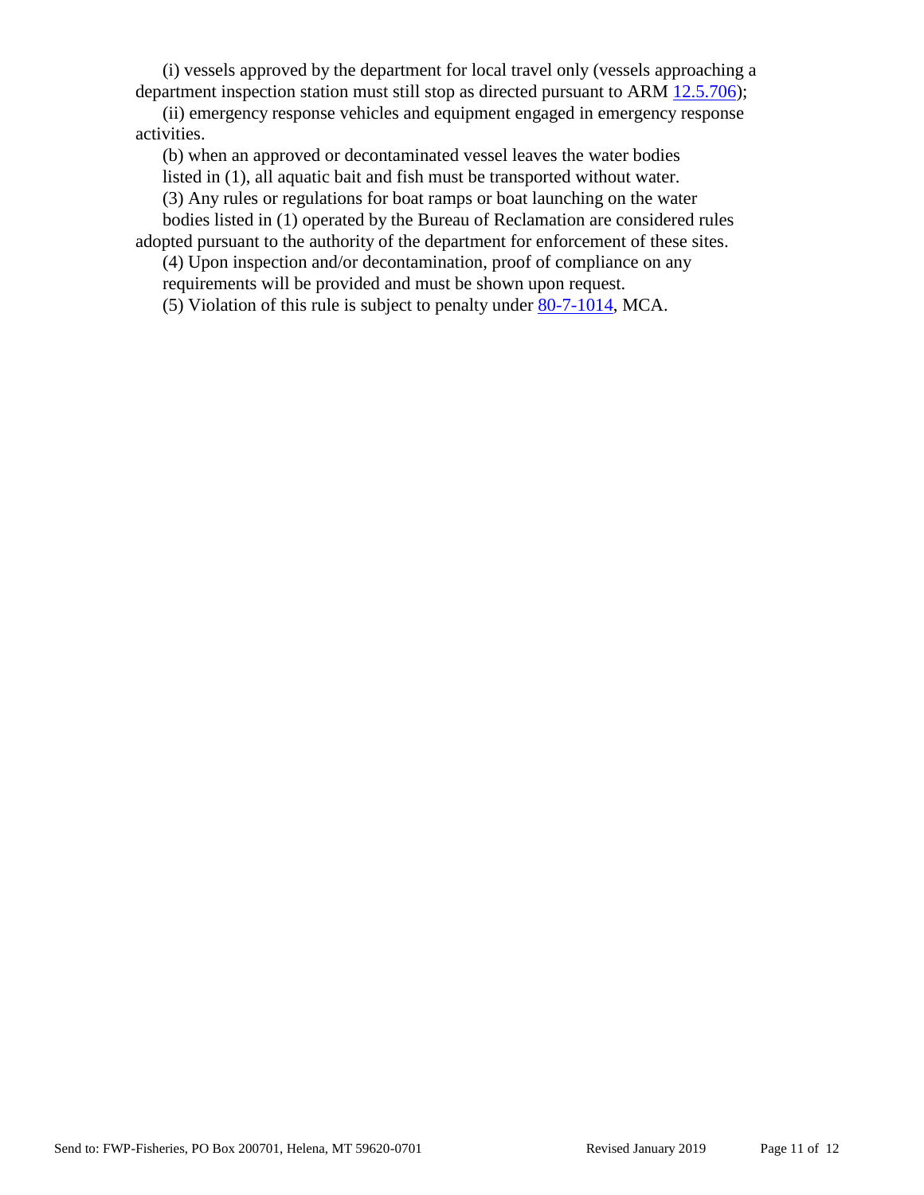(i) vessels approved by the department for local travel only (vessels approaching a department inspection station must still stop as directed pursuant to ARM 12.5.706);

(ii) emergency response vehicles and equipment engaged in emergency response activities.

(b) when an approved or decontaminated vessel leaves the water bodies listed in (1), all aquatic bait and fish must be transported without water.

(3) Any rules or regulations for boat ramps or boat launching on the water bodies listed in (1) operated by the Bureau of Reclamation are considered rules adopted pursuant to the authority of the department for enforcement of these sites.

(4) Upon inspection and/or decontamination, proof of compliance on any requirements will be provided and must be shown upon request.

(5) Violation of this rule is subject to penalty under 80-7-1014, MCA.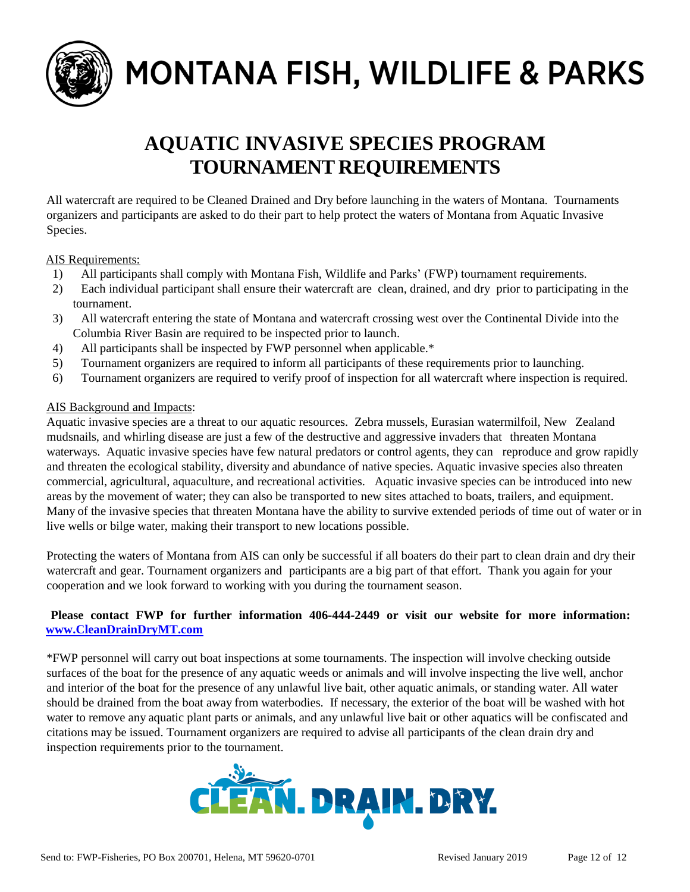# MONTANA FISH, WILDLIFE & PARKS

## AQUATIC INVASIVE SPECIES PROGRAM TOURNAMENT REQUIREMENTS

All watercraft are required to be Cleaned Drained and Dry before launching in the waters of Montana. Tournaments organizers and participants are asked to do their part to help protect the waters of Montana from Aquatic Invasive Species.

AIS Requirements:

1) All participants shall comply with Montana Fish, Wildlife and Parks' (FWP) tournament requirements.
2) Each individual participant shall ensure their watercraft are clean, drained, and dry prior to participating in the tournament.
3) All watercraft entering the state of Montana and watercraft crossing west over the Continental Divide into the Columbia River Basin are required to be inspected prior to launch.
4) All participants shall be inspected by FWP personnel when applicable.*
5) Tournament organizers are required to inform all participants of these requirements prior to launching.
6) Tournament organizers are required to verify proof of inspection for all watercraft where inspection is required.

AIS Background and Impacts:

Aquatic invasive species are a threat to our aquatic resources. Zebra mussels, Eurasian watermilfoil, New Zealand mudsnails, and whirling disease are just a few of the destructive and aggressive invaders that threaten Montana waterways. Aquatic invasive species have few natural predators or control agents, they can reproduce and grow rapidly and threaten the ecological stability, diversity and abundance of native species. Aquatic invasive species also threaten commercial, agricultural, aquaculture, and recreational activities. Aquatic invasive species can be introduced into new areas by the movement of water; they can also be transported to new sites attached to boats, trailers, and equipment. Many of the invasive species that threaten Montana have the ability to survive extended periods of time out of water or in live wells or bilge water, making their transport to new locations possible.

Protecting the waters of Montana from AIS can only be successful if all boaters do their part to clean drain and dry their watercraft and gear. Tournament organizers and participants are a big part of that effort. Thank you again for your cooperation and we look forward to working with you during the tournament season.

**Please contact FWP for further information 406-444-2449 or visit our website for more information: [www.CleanDrainDryMT.com](http://www.CleanDrainDryMT.com)**

*FWP personnel will carry out boat inspections at some tournaments. The inspection will involve checking outside surfaces of the boat for the presence of any aquatic weeds or animals and will involve inspecting the live well, anchor and interior of the boat for the presence of any unlawful live bait, other aquatic animals, or standing water. All water should be drained from the boat away from waterbodies. If necessary, the exterior of the boat will be washed with hot water to remove any aquatic plant parts or animals, and any unlawful live bait or other aquatics will be confiscated and citations may be issued. Tournament organizers are required to advise all participants of the clean drain dry and inspection requirements prior to the tournament.

CLEAN. DRAIN. DRY.

Send to: FWP-Fisheries, PO Box 200701, Helena, MT 59620-0701 Revised January 2019